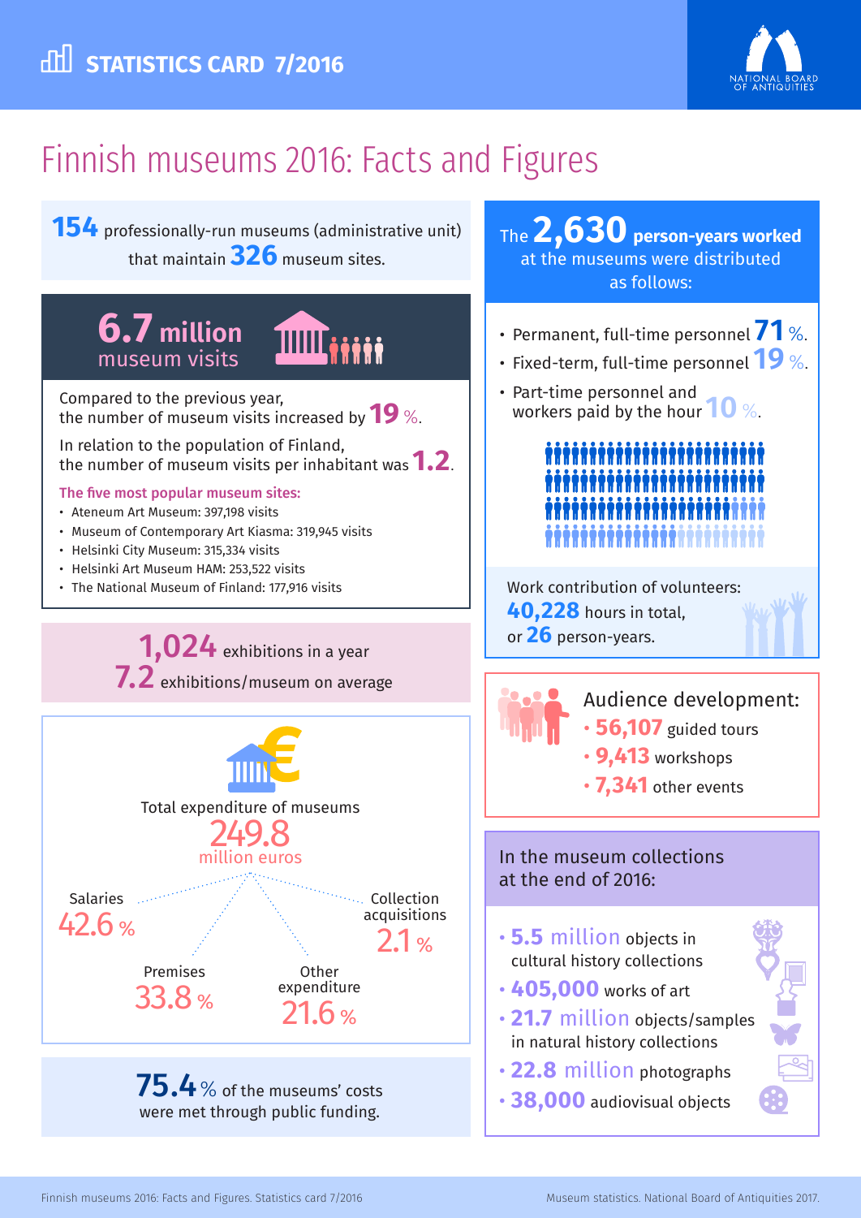# STATISTICS CARD 7/2016

NATIONAL BOARD OF ANTIQUITIES

## Finnish museums 2016: Facts and Figures

**154** professionally-run museums (administrative unit) that maintain **326** museum sites.

### 6.7 million museum visits

Compared to the previous year, the number of museum visits increased by **19** %.

In relation to the population of Finland, the number of museum visits per inhabitant was **1.2**.

**The five most popular museum sites:**

- Ateneum Art Museum: 397,198 visits
- Museum of Contemporary Art Kiasma: 319,945 visits
- Helsinki City Museum: 315,334 visits
- Helsinki Art Museum HAM: 253,522 visits
- The National Museum of Finland: 177,916 visits

**1,024** exhibitions in a year

**7.2** exhibitions/museum on average

Total expenditure of museums

**249.8** million euros

- Salaries 42.6 %
- Premises 33.8 %
- Other expenditure 21.6 %
- Collection acquisitions 2.1 %

**75.4** % of the museums' costs were met through public funding.

The **2,630 person-years worked** at the museums were distributed as follows:

- Permanent, full-time personnel **71** %.
- Fixed-term, full-time personnel **19** %.
- Part-time personnel and workers paid by the hour **10** %.

Work contribution of volunteers: **40,228** hours in total, or **26** person-years.

### Audience development:

- **56,107** guided tours
- **9,413** workshops
- **7,341** other events

### In the museum collections at the end of 2016:

- **5.5 million** objects in cultural history collections
- **405,000** works of art
- **21.7 million** objects/samples in natural history collections
- **22.8 million** photographs
- **38,000** audiovisual objects

Finnish museums 2016: Facts and Figures. Statistics card 7/2016

Museum statistics. National Board of Antiquities 2017.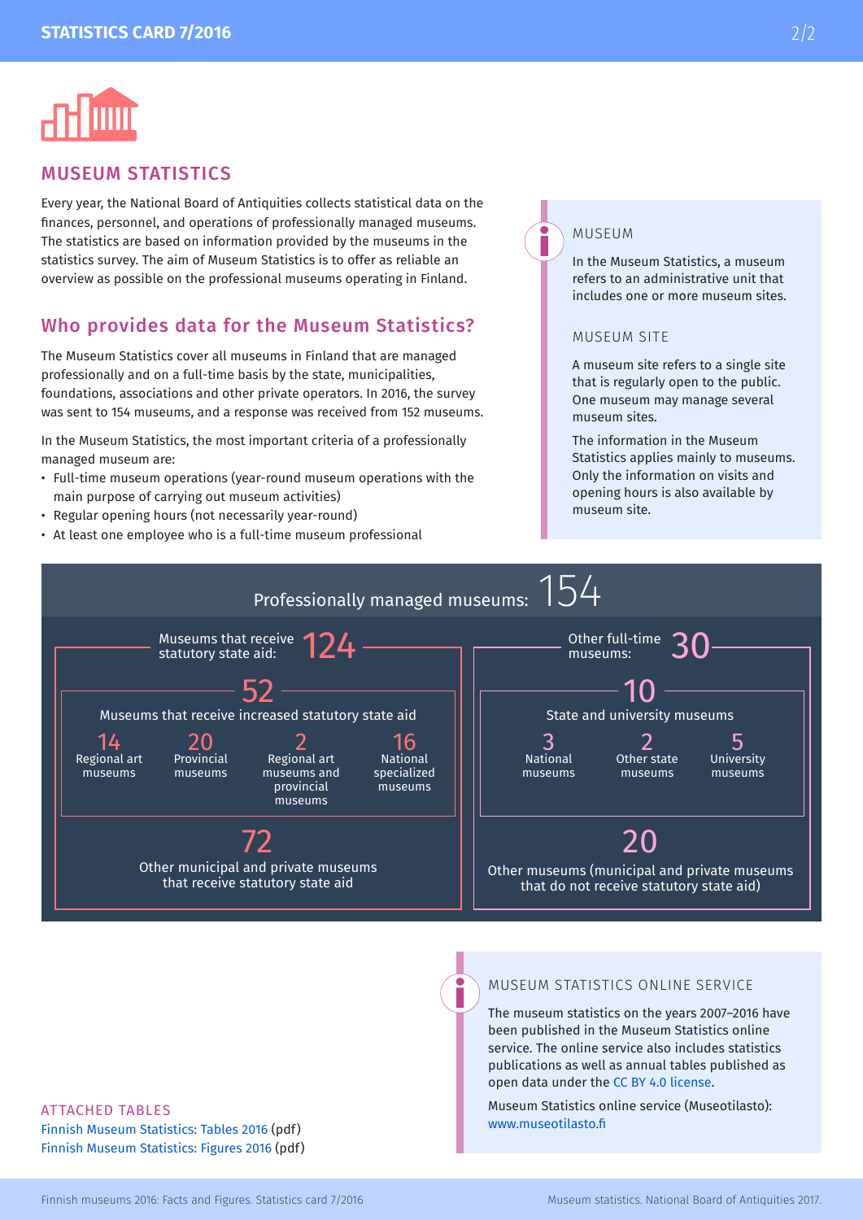## MUSEUM STATISTICS

Every year, the National Board of Antiquities collects statistical data on the finances, personnel, and operations of professionally managed museums. The statistics are based on information provided by the museums in the statistics survey. The aim of Museum Statistics is to offer as reliable an overview as possible on the professional museums operating in Finland.

### Who provides data for the Museum Statistics?

The Museum Statistics cover all museums in Finland that are managed professionally and on a full-time basis by the state, municipalities, foundations, associations and other private operators. In 2016, the survey was sent to 154 museums, and a response was received from 152 museums.

In the Museum Statistics, the most important criteria of a professionally managed museum are:

- Full-time museum operations (year-round museum operations with the main purpose of carrying out museum activities)
- Regular opening hours (not necessarily year-round)
- At least one employee who is a full-time museum professional

#### MUSEUM

In the Museum Statistics, a museum refers to an administrative unit that includes one or more museum sites.

#### MUSEUM SITE

A museum site refers to a single site that is regularly open to the public. One museum may manage several museum sites.

The information in the Museum Statistics applies mainly to museums. Only the information on visits and opening hours is also available by museum site.

Professionally managed museums: 154

Museums that receive statutory state aid: 124

52
Museums that receive increased statutory state aid

14 Regional art museums
20 Provincial museums
2 Regional art museums and provincial museums
16 National specialized museums

72
Other municipal and private museums that receive statutory state aid

Other full-time museums: 30

10
State and university museums

3 National museums
2 Other state museums
5 University museums

20
Other museums (municipal and private museums that do not receive statutory state aid)

#### MUSEUM STATISTICS ONLINE SERVICE

The museum statistics on the years 2007–2016 have been published in the Museum Statistics online service. The online service also includes statistics publications as well as annual tables published as open data under the CC BY 4.0 license.

Museum Statistics online service (Museotilasto): www.museotilasto.fi

#### ATTACHED TABLES

Finnish Museum Statistics: Tables 2016 (pdf)
Finnish Museum Statistics: Figures 2016 (pdf)